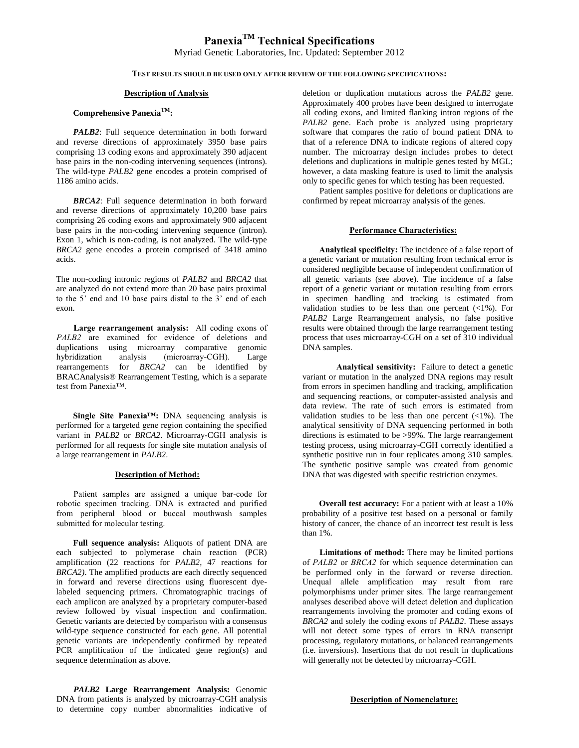# Panexia™ Technical Specifications

Myriad Genetic Laboratories, Inc. Updated: September 2012

**TEST RESULTS SHOULD BE USED ONLY AFTER REVIEW OF THE FOLLOWING SPECIFICATIONS:**

## Description of Analysis

### Comprehensive Panexia™:

***PALB2***: Full sequence determination in both forward and reverse directions of approximately 3950 base pairs comprising 13 coding exons and approximately 390 adjacent base pairs in the non-coding intervening sequences (introns). The wild-type *PALB2* gene encodes a protein comprised of 1186 amino acids.

***BRCA2***: Full sequence determination in both forward and reverse directions of approximately 10,200 base pairs comprising 26 coding exons and approximately 900 adjacent base pairs in the non-coding intervening sequence (intron). Exon 1, which is non-coding, is not analyzed. The wild-type *BRCA2* gene encodes a protein comprised of 3418 amino acids.

The non-coding intronic regions of *PALB2* and *BRCA2* that are analyzed do not extend more than 20 base pairs proximal to the 5' end and 10 base pairs distal to the 3' end of each exon.

**Large rearrangement analysis:** All coding exons of *PALB2* are examined for evidence of deletions and duplications using microarray comparative genomic hybridization analysis (microarray-CGH). Large rearrangements for *BRCA2* can be identified by BRACAnalysis® Rearrangement Testing, which is a separate test from Panexia™.

**Single Site Panexia™:** DNA sequencing analysis is performed for a targeted gene region containing the specified variant in *PALB2* or *BRCA2*. Microarray-CGH analysis is performed for all requests for single site mutation analysis of a large rearrangement in *PALB2*.

## Description of Method:

Patient samples are assigned a unique bar-code for robotic specimen tracking. DNA is extracted and purified from peripheral blood or buccal mouthwash samples submitted for molecular testing.

**Full sequence analysis:** Aliquots of patient DNA are each subjected to polymerase chain reaction (PCR) amplification (22 reactions for *PALB2*, 47 reactions for *BRCA2)*. The amplified products are each directly sequenced in forward and reverse directions using fluorescent dye-labeled sequencing primers. Chromatographic tracings of each amplicon are analyzed by a proprietary computer-based review followed by visual inspection and confirmation. Genetic variants are detected by comparison with a consensus wild-type sequence constructed for each gene. All potential genetic variants are independently confirmed by repeated PCR amplification of the indicated gene region(s) and sequence determination as above.

***PALB2* Large Rearrangement Analysis:** Genomic DNA from patients is analyzed by microarray-CGH analysis to determine copy number abnormalities indicative of deletion or duplication mutations across the *PALB2* gene. Approximately 400 probes have been designed to interrogate all coding exons, and limited flanking intron regions of the *PALB2* gene. Each probe is analyzed using proprietary software that compares the ratio of bound patient DNA to that of a reference DNA to indicate regions of altered copy number. The microarray design includes probes to detect deletions and duplications in multiple genes tested by MGL; however, a data masking feature is used to limit the analysis only to specific genes for which testing has been requested.

Patient samples positive for deletions or duplications are confirmed by repeat microarray analysis of the genes.

## Performance Characteristics:

**Analytical specificity:** The incidence of a false report of a genetic variant or mutation resulting from technical error is considered negligible because of independent confirmation of all genetic variants (see above). The incidence of a false report of a genetic variant or mutation resulting from errors in specimen handling and tracking is estimated from validation studies to be less than one percent (<1%). For *PALB2* Large Rearrangement analysis, no false positive results were obtained through the large rearrangement testing process that uses microarray-CGH on a set of 310 individual DNA samples.

**Analytical sensitivity:** Failure to detect a genetic variant or mutation in the analyzed DNA regions may result from errors in specimen handling and tracking, amplification and sequencing reactions, or computer-assisted analysis and data review. The rate of such errors is estimated from validation studies to be less than one percent (<1%). The analytical sensitivity of DNA sequencing performed in both directions is estimated to be >99%. The large rearrangement testing process, using microarray-CGH correctly identified a synthetic positive run in four replicates among 310 samples. The synthetic positive sample was created from genomic DNA that was digested with specific restriction enzymes.

**Overall test accuracy:** For a patient with at least a 10% probability of a positive test based on a personal or family history of cancer, the chance of an incorrect test result is less than 1%.

**Limitations of method:** There may be limited portions of *PALB2* or *BRCA2* for which sequence determination can be performed only in the forward or reverse direction. Unequal allele amplification may result from rare polymorphisms under primer sites. The large rearrangement analyses described above will detect deletion and duplication rearrangements involving the promoter and coding exons of *BRCA2* and solely the coding exons of *PALB2*. These assays will not detect some types of errors in RNA transcript processing, regulatory mutations, or balanced rearrangements (i.e. inversions). Insertions that do not result in duplications will generally not be detected by microarray-CGH.

## Description of Nomenclature: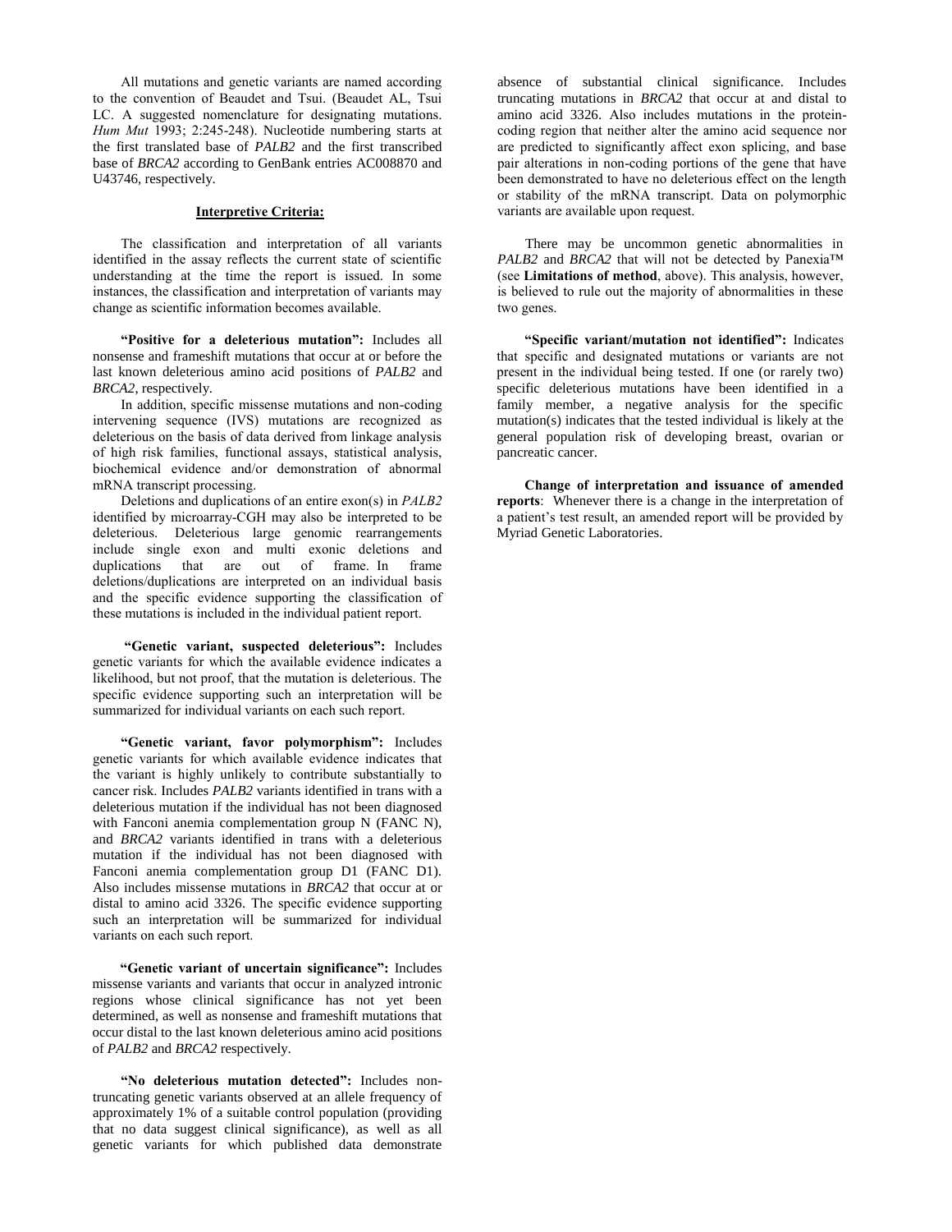All mutations and genetic variants are named according to the convention of Beaudet and Tsui. (Beaudet AL, Tsui LC. A suggested nomenclature for designating mutations. *Hum Mut* 1993; 2:245-248). Nucleotide numbering starts at the first translated base of *PALB2* and the first transcribed base of *BRCA2* according to GenBank entries AC008870 and U43746, respectively.

## Interpretive Criteria:

The classification and interpretation of all variants identified in the assay reflects the current state of scientific understanding at the time the report is issued. In some instances, the classification and interpretation of variants may change as scientific information becomes available.

**"Positive for a deleterious mutation":** Includes all nonsense and frameshift mutations that occur at or before the last known deleterious amino acid positions of *PALB2* and *BRCA2*, respectively.

In addition, specific missense mutations and non-coding intervening sequence (IVS) mutations are recognized as deleterious on the basis of data derived from linkage analysis of high risk families, functional assays, statistical analysis, biochemical evidence and/or demonstration of abnormal mRNA transcript processing.

Deletions and duplications of an entire exon(s) in *PALB2* identified by microarray-CGH may also be interpreted to be deleterious. Deleterious large genomic rearrangements include single exon and multi exonic deletions and duplications that are out of frame. In frame deletions/duplications are interpreted on an individual basis and the specific evidence supporting the classification of these mutations is included in the individual patient report.

**"Genetic variant, suspected deleterious":** Includes genetic variants for which the available evidence indicates a likelihood, but not proof, that the mutation is deleterious. The specific evidence supporting such an interpretation will be summarized for individual variants on each such report.

**"Genetic variant, favor polymorphism":** Includes genetic variants for which available evidence indicates that the variant is highly unlikely to contribute substantially to cancer risk. Includes *PALB2* variants identified in trans with a deleterious mutation if the individual has not been diagnosed with Fanconi anemia complementation group N (FANC N), and *BRCA2* variants identified in trans with a deleterious mutation if the individual has not been diagnosed with Fanconi anemia complementation group D1 (FANC D1). Also includes missense mutations in *BRCA2* that occur at or distal to amino acid 3326. The specific evidence supporting such an interpretation will be summarized for individual variants on each such report.

**"Genetic variant of uncertain significance":** Includes missense variants and variants that occur in analyzed intronic regions whose clinical significance has not yet been determined, as well as nonsense and frameshift mutations that occur distal to the last known deleterious amino acid positions of *PALB2* and *BRCA2* respectively.

**"No deleterious mutation detected":** Includes non-truncating genetic variants observed at an allele frequency of approximately 1% of a suitable control population (providing that no data suggest clinical significance), as well as all genetic variants for which published data demonstrate absence of substantial clinical significance. Includes truncating mutations in *BRCA2* that occur at and distal to amino acid 3326. Also includes mutations in the protein-coding region that neither alter the amino acid sequence nor are predicted to significantly affect exon splicing, and base pair alterations in non-coding portions of the gene that have been demonstrated to have no deleterious effect on the length or stability of the mRNA transcript. Data on polymorphic variants are available upon request.

There may be uncommon genetic abnormalities in *PALB2* and *BRCA2* that will not be detected by Panexia™ (see **Limitations of method**, above). This analysis, however, is believed to rule out the majority of abnormalities in these two genes.

**"Specific variant/mutation not identified":** Indicates that specific and designated mutations or variants are not present in the individual being tested. If one (or rarely two) specific deleterious mutations have been identified in a family member, a negative analysis for the specific mutation(s) indicates that the tested individual is likely at the general population risk of developing breast, ovarian or pancreatic cancer.

**Change of interpretation and issuance of amended reports**: Whenever there is a change in the interpretation of a patient's test result, an amended report will be provided by Myriad Genetic Laboratories.